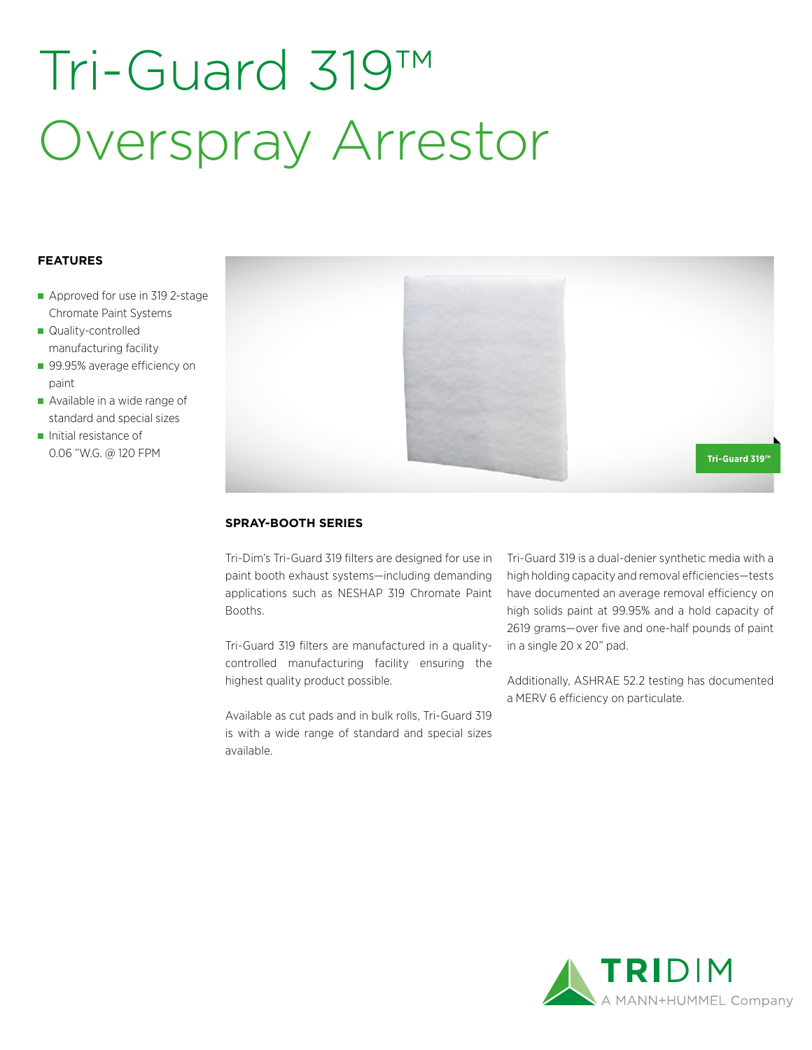# Tri-Guard 319™ Overspray Arrestor

**FEATURES**

- Approved for use in 319 2-stage Chromate Paint Systems
- Quality-controlled manufacturing facility
- 99.95% average efficiency on paint
- Available in a wide range of standard and special sizes
- Initial resistance of 0.06 "W.G. @ 120 FPM

Tri-Guard 319™

**SPRAY-BOOTH SERIES**

Tri-Dim's Tri-Guard 319 filters are designed for use in paint booth exhaust systems—including demanding applications such as NESHAP 319 Chromate Paint Booths.

Tri-Guard 319 filters are manufactured in a quality-controlled manufacturing facility ensuring the highest quality product possible.

Available as cut pads and in bulk rolls, Tri-Guard 319 is with a wide range of standard and special sizes available.

Tri-Guard 319 is a dual-denier synthetic media with a high holding capacity and removal efficiencies—tests have documented an average removal efficiency on high solids paint at 99.95% and a hold capacity of 2619 grams—over five and one-half pounds of paint in a single 20 x 20" pad.

Additionally, ASHRAE 52.2 testing has documented a MERV 6 efficiency on particulate.

TRIDIM
A MANN+HUMMEL Company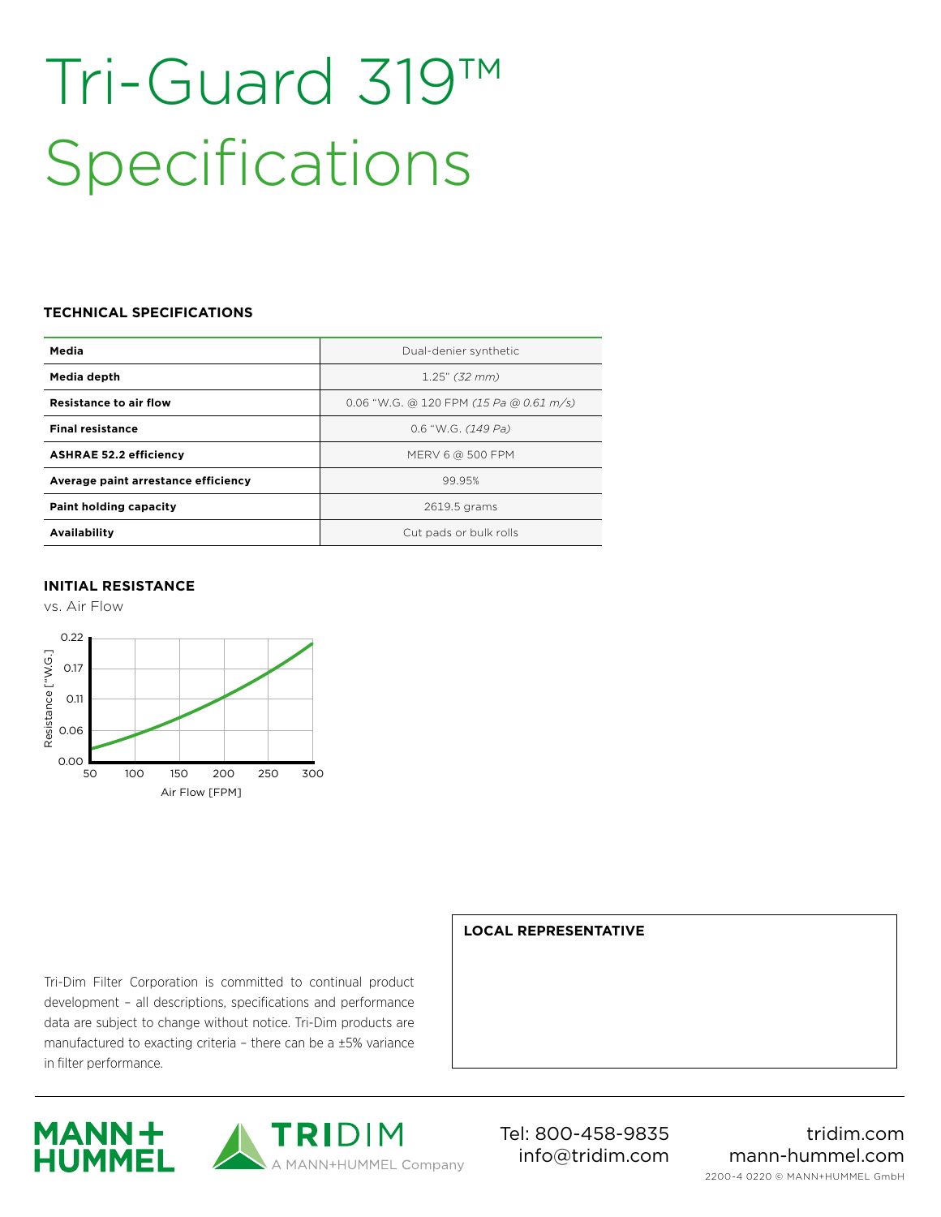# Tri-Guard 319™ Specifications

## TECHNICAL SPECIFICATIONS

| | |
|---|---|
| **Media** | Dual-denier synthetic |
| **Media depth** | 1.25" *(32 mm)* |
| **Resistance to air flow** | 0.06 "W.G. @ 120 FPM *(15 Pa @ 0.61 m/s)* |
| **Final resistance** | 0.6 "W.G. *(149 Pa)* |
| **ASHRAE 52.2 efficiency** | MERV 6 @ 500 FPM |
| **Average paint arrestance efficiency** | 99.95% |
| **Paint holding capacity** | 2619.5 grams |
| **Availability** | Cut pads or bulk rolls |

## INITIAL RESISTANCE

vs. Air Flow

Resistance ["W.G.]
0.22
0.17
0.11
0.06
0.00

50
100
150
200
250
300
Air Flow [FPM]

Tri-Dim Filter Corporation is committed to continual product development – all descriptions, specifications and performance data are subject to change without notice. Tri-Dim products are manufactured to exacting criteria – there can be a ±5% variance in filter performance.

**LOCAL REPRESENTATIVE**

MANN+HUMMEL

TRIDIM A MANN+HUMMEL Company

Tel: 800-458-9835
info@tridim.com

tridim.com
mann-hummel.com

2200-4 0220 © MANN+HUMMEL GmbH